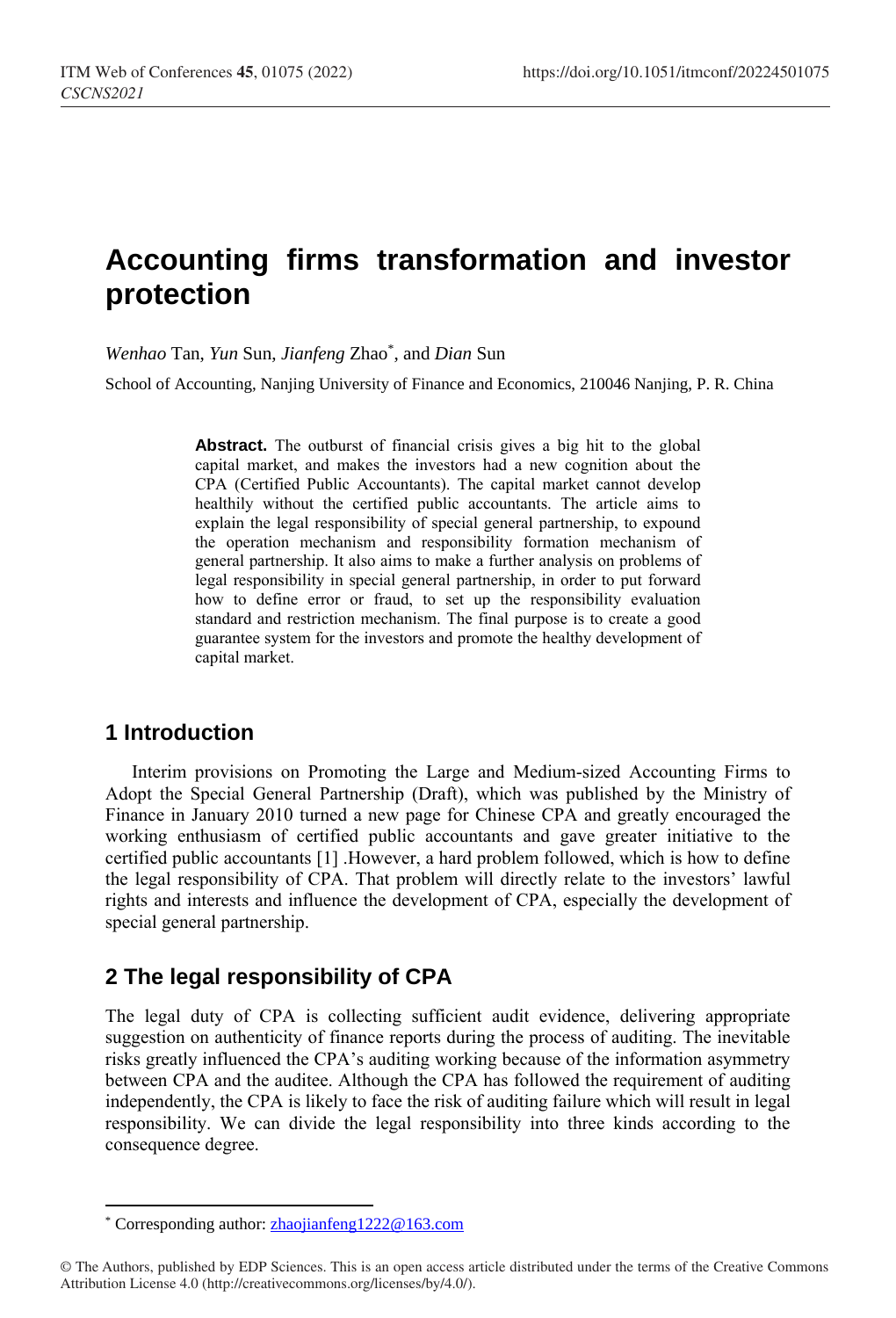# Accounting firms transformation and investor protection

*Wenhao* Tan, *Yun* Sun, *Jianfeng* Zhao*, and *Dian* Sun

School of Accounting, Nanjing University of Finance and Economics, 210046 Nanjing, P. R. China

**Abstract.** The outburst of financial crisis gives a big hit to the global capital market, and makes the investors had a new cognition about the CPA (Certified Public Accountants). The capital market cannot develop healthily without the certified public accountants. The article aims to explain the legal responsibility of special general partnership, to expound the operation mechanism and responsibility formation mechanism of general partnership. It also aims to make a further analysis on problems of legal responsibility in special general partnership, in order to put forward how to define error or fraud, to set up the responsibility evaluation standard and restriction mechanism. The final purpose is to create a good guarantee system for the investors and promote the healthy development of capital market.

## 1 Introduction

Interim provisions on Promoting the Large and Medium-sized Accounting Firms to Adopt the Special General Partnership (Draft), which was published by the Ministry of Finance in January 2010 turned a new page for Chinese CPA and greatly encouraged the working enthusiasm of certified public accountants and gave greater initiative to the certified public accountants [1] .However, a hard problem followed, which is how to define the legal responsibility of CPA. That problem will directly relate to the investors' lawful rights and interests and influence the development of CPA, especially the development of special general partnership.

## 2 The legal responsibility of CPA

The legal duty of CPA is collecting sufficient audit evidence, delivering appropriate suggestion on authenticity of finance reports during the process of auditing. The inevitable risks greatly influenced the CPA's auditing working because of the information asymmetry between CPA and the auditee. Although the CPA has followed the requirement of auditing independently, the CPA is likely to face the risk of auditing failure which will result in legal responsibility. We can divide the legal responsibility into three kinds according to the consequence degree.

* Corresponding author: zhaojianfeng1222@163.com

© The Authors, published by EDP Sciences. This is an open access article distributed under the terms of the Creative Commons Attribution License 4.0 (http://creativecommons.org/licenses/by/4.0/).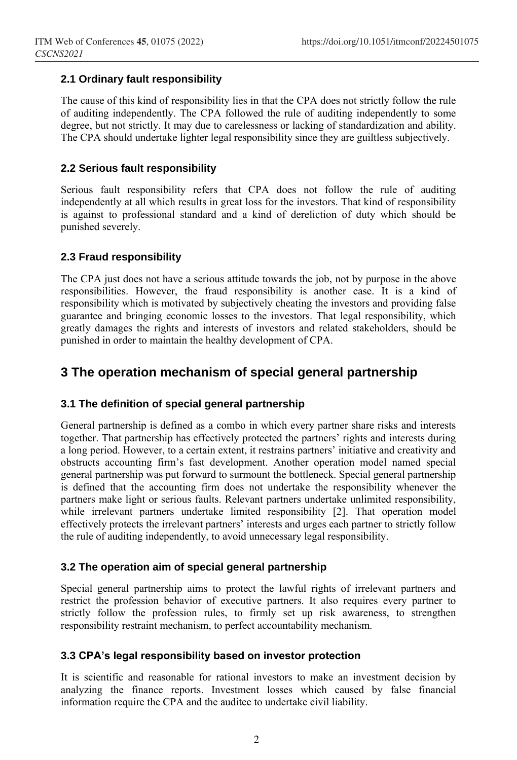### 2.1 Ordinary fault responsibility

The cause of this kind of responsibility lies in that the CPA does not strictly follow the rule of auditing independently. The CPA followed the rule of auditing independently to some degree, but not strictly. It may due to carelessness or lacking of standardization and ability. The CPA should undertake lighter legal responsibility since they are guiltless subjectively.

### 2.2 Serious fault responsibility

Serious fault responsibility refers that CPA does not follow the rule of auditing independently at all which results in great loss for the investors. That kind of responsibility is against to professional standard and a kind of dereliction of duty which should be punished severely.

### 2.3 Fraud responsibility

The CPA just does not have a serious attitude towards the job, not by purpose in the above responsibilities. However, the fraud responsibility is another case. It is a kind of responsibility which is motivated by subjectively cheating the investors and providing false guarantee and bringing economic losses to the investors. That legal responsibility, which greatly damages the rights and interests of investors and related stakeholders, should be punished in order to maintain the healthy development of CPA.

## 3 The operation mechanism of special general partnership

### 3.1 The definition of special general partnership

General partnership is defined as a combo in which every partner share risks and interests together. That partnership has effectively protected the partners' rights and interests during a long period. However, to a certain extent, it restrains partners' initiative and creativity and obstructs accounting firm's fast development. Another operation model named special general partnership was put forward to surmount the bottleneck. Special general partnership is defined that the accounting firm does not undertake the responsibility whenever the partners make light or serious faults. Relevant partners undertake unlimited responsibility, while irrelevant partners undertake limited responsibility [2]. That operation model effectively protects the irrelevant partners' interests and urges each partner to strictly follow the rule of auditing independently, to avoid unnecessary legal responsibility.

### 3.2 The operation aim of special general partnership

Special general partnership aims to protect the lawful rights of irrelevant partners and restrict the profession behavior of executive partners. It also requires every partner to strictly follow the profession rules, to firmly set up risk awareness, to strengthen responsibility restraint mechanism, to perfect accountability mechanism.

### 3.3 CPA's legal responsibility based on investor protection

It is scientific and reasonable for rational investors to make an investment decision by analyzing the finance reports. Investment losses which caused by false financial information require the CPA and the auditee to undertake civil liability.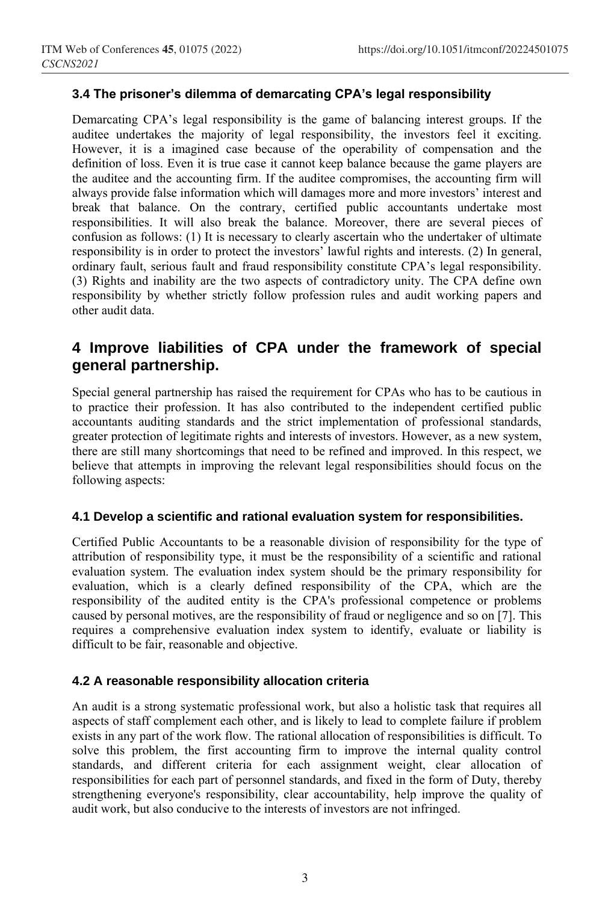### 3.4 The prisoner's dilemma of demarcating CPA's legal responsibility

Demarcating CPA's legal responsibility is the game of balancing interest groups. If the auditee undertakes the majority of legal responsibility, the investors feel it exciting. However, it is a imagined case because of the operability of compensation and the definition of loss. Even it is true case it cannot keep balance because the game players are the auditee and the accounting firm. If the auditee compromises, the accounting firm will always provide false information which will damages more and more investors' interest and break that balance. On the contrary, certified public accountants undertake most responsibilities. It will also break the balance. Moreover, there are several pieces of confusion as follows: (1) It is necessary to clearly ascertain who the undertaker of ultimate responsibility is in order to protect the investors' lawful rights and interests. (2) In general, ordinary fault, serious fault and fraud responsibility constitute CPA's legal responsibility. (3) Rights and inability are the two aspects of contradictory unity. The CPA define own responsibility by whether strictly follow profession rules and audit working papers and other audit data.

## 4 Improve liabilities of CPA under the framework of special general partnership.

Special general partnership has raised the requirement for CPAs who has to be cautious in to practice their profession. It has also contributed to the independent certified public accountants auditing standards and the strict implementation of professional standards, greater protection of legitimate rights and interests of investors. However, as a new system, there are still many shortcomings that need to be refined and improved. In this respect, we believe that attempts in improving the relevant legal responsibilities should focus on the following aspects:

### 4.1 Develop a scientific and rational evaluation system for responsibilities.

Certified Public Accountants to be a reasonable division of responsibility for the type of attribution of responsibility type, it must be the responsibility of a scientific and rational evaluation system. The evaluation index system should be the primary responsibility for evaluation, which is a clearly defined responsibility of the CPA, which are the responsibility of the audited entity is the CPA's professional competence or problems caused by personal motives, are the responsibility of fraud or negligence and so on [7]. This requires a comprehensive evaluation index system to identify, evaluate or liability is difficult to be fair, reasonable and objective.

### 4.2 A reasonable responsibility allocation criteria

An audit is a strong systematic professional work, but also a holistic task that requires all aspects of staff complement each other, and is likely to lead to complete failure if problem exists in any part of the work flow. The rational allocation of responsibilities is difficult. To solve this problem, the first accounting firm to improve the internal quality control standards, and different criteria for each assignment weight, clear allocation of responsibilities for each part of personnel standards, and fixed in the form of Duty, thereby strengthening everyone's responsibility, clear accountability, help improve the quality of audit work, but also conducive to the interests of investors are not infringed.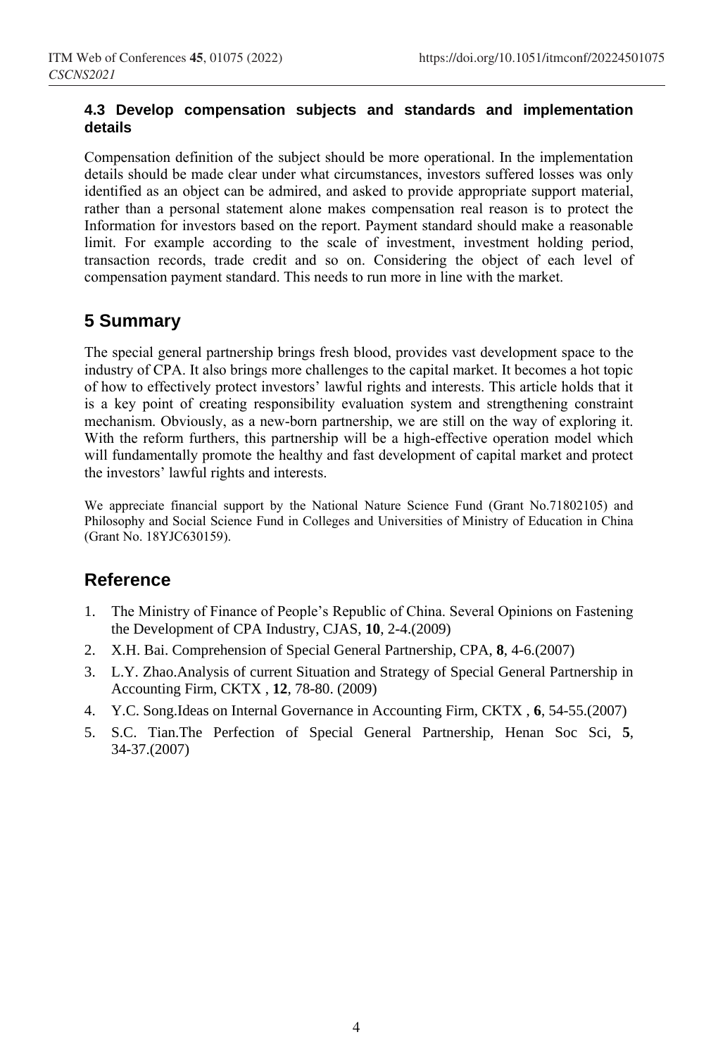### 4.3 Develop compensation subjects and standards and implementation details

Compensation definition of the subject should be more operational. In the implementation details should be made clear under what circumstances, investors suffered losses was only identified as an object can be admired, and asked to provide appropriate support material, rather than a personal statement alone makes compensation real reason is to protect the Information for investors based on the report. Payment standard should make a reasonable limit. For example according to the scale of investment, investment holding period, transaction records, trade credit and so on. Considering the object of each level of compensation payment standard. This needs to run more in line with the market.

## 5 Summary

The special general partnership brings fresh blood, provides vast development space to the industry of CPA. It also brings more challenges to the capital market. It becomes a hot topic of how to effectively protect investors' lawful rights and interests. This article holds that it is a key point of creating responsibility evaluation system and strengthening constraint mechanism. Obviously, as a new-born partnership, we are still on the way of exploring it. With the reform furthers, this partnership will be a high-effective operation model which will fundamentally promote the healthy and fast development of capital market and protect the investors' lawful rights and interests.

We appreciate financial support by the National Nature Science Fund (Grant No.71802105) and Philosophy and Social Science Fund in Colleges and Universities of Ministry of Education in China (Grant No. 18YJC630159).

## Reference

1. The Ministry of Finance of People's Republic of China. Several Opinions on Fastening the Development of CPA Industry, CJAS, **10**, 2-4.(2009)
2. X.H. Bai. Comprehension of Special General Partnership, CPA, **8**, 4-6.(2007)
3. L.Y. Zhao.Analysis of current Situation and Strategy of Special General Partnership in Accounting Firm, CKTX , **12**, 78-80. (2009)
4. Y.C. Song.Ideas on Internal Governance in Accounting Firm, CKTX , **6**, 54-55.(2007)
5. S.C. Tian.The Perfection of Special General Partnership, Henan Soc Sci, **5**, 34-37.(2007)